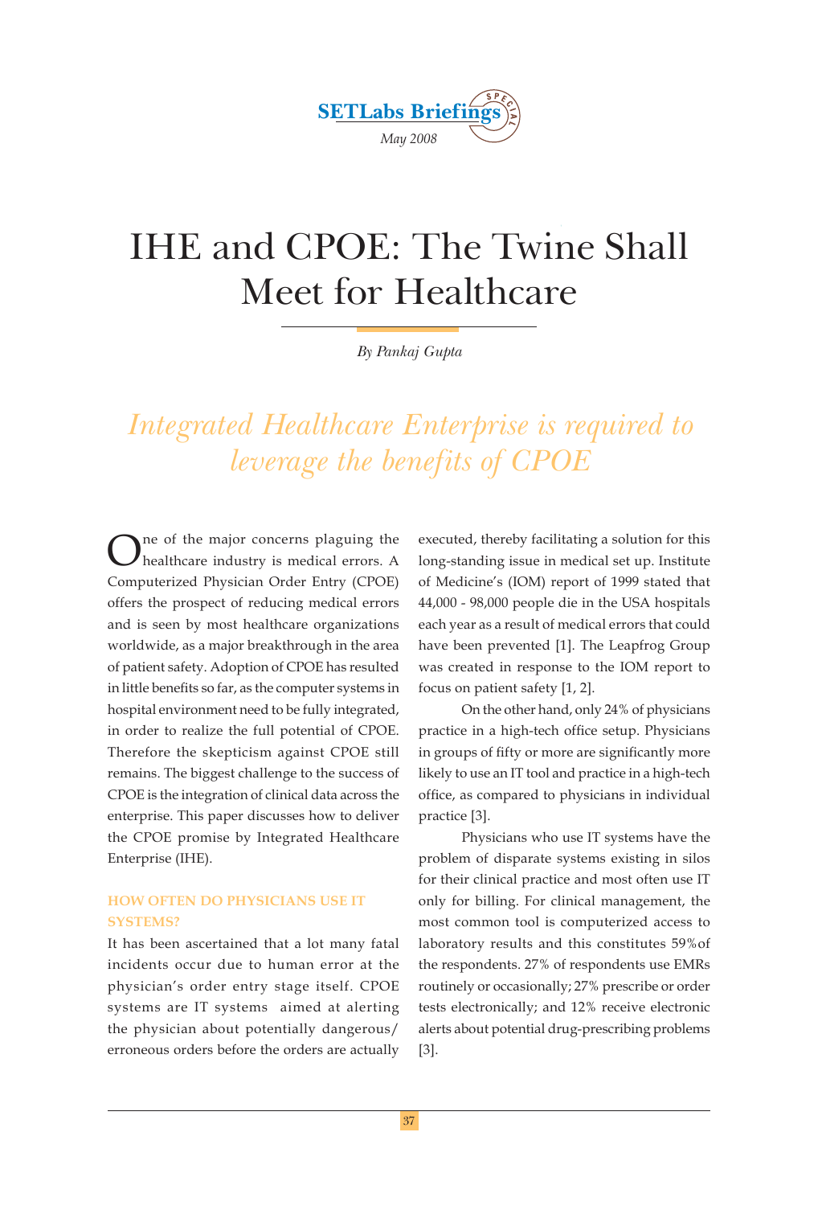# IHE and CPOE: The Twine Shall Meet for Healthcare

*By Pankaj Gupta*

*Integrated Healthcare Enterprise is required to leverage the benefits of CPOE*

One of the major concerns plaguing the healthcare industry is medical errors. A Computerized Physician Order Entry (CPOE) offers the prospect of reducing medical errors and is seen by most healthcare organizations worldwide, as a major breakthrough in the area of patient safety. Adoption of CPOE has resulted in little benefits so far, as the computer systems in hospital environment need to be fully integrated, in order to realize the full potential of CPOE. Therefore the skepticism against CPOE still remains. The biggest challenge to the success of CPOE is the integration of clinical data across the enterprise. This paper discusses how to deliver the CPOE promise by Integrated Healthcare Enterprise (IHE).

## HOW OFTEN DO PHYSICIANS USE IT SYSTEMS?

It has been ascertained that a lot many fatal incidents occur due to human error at the physician's order entry stage itself. CPOE systems are IT systems aimed at alerting the physician about potentially dangerous/erroneous orders before the orders are actually executed, thereby facilitating a solution for this long-standing issue in medical set up. Institute of Medicine's (IOM) report of 1999 stated that 44,000 - 98,000 people die in the USA hospitals each year as a result of medical errors that could have been prevented [1]. The Leapfrog Group was created in response to the IOM report to focus on patient safety [1, 2].

On the other hand, only 24% of physicians practice in a high-tech office setup. Physicians in groups of fifty or more are significantly more likely to use an IT tool and practice in a high-tech office, as compared to physicians in individual practice [3].

Physicians who use IT systems have the problem of disparate systems existing in silos for their clinical practice and most often use IT only for billing. For clinical management, the most common tool is computerized access to laboratory results and this constitutes 59% of the respondents. 27% of respondents use EMRs routinely or occasionally; 27% prescribe or order tests electronically; and 12% receive electronic alerts about potential drug-prescribing problems [3].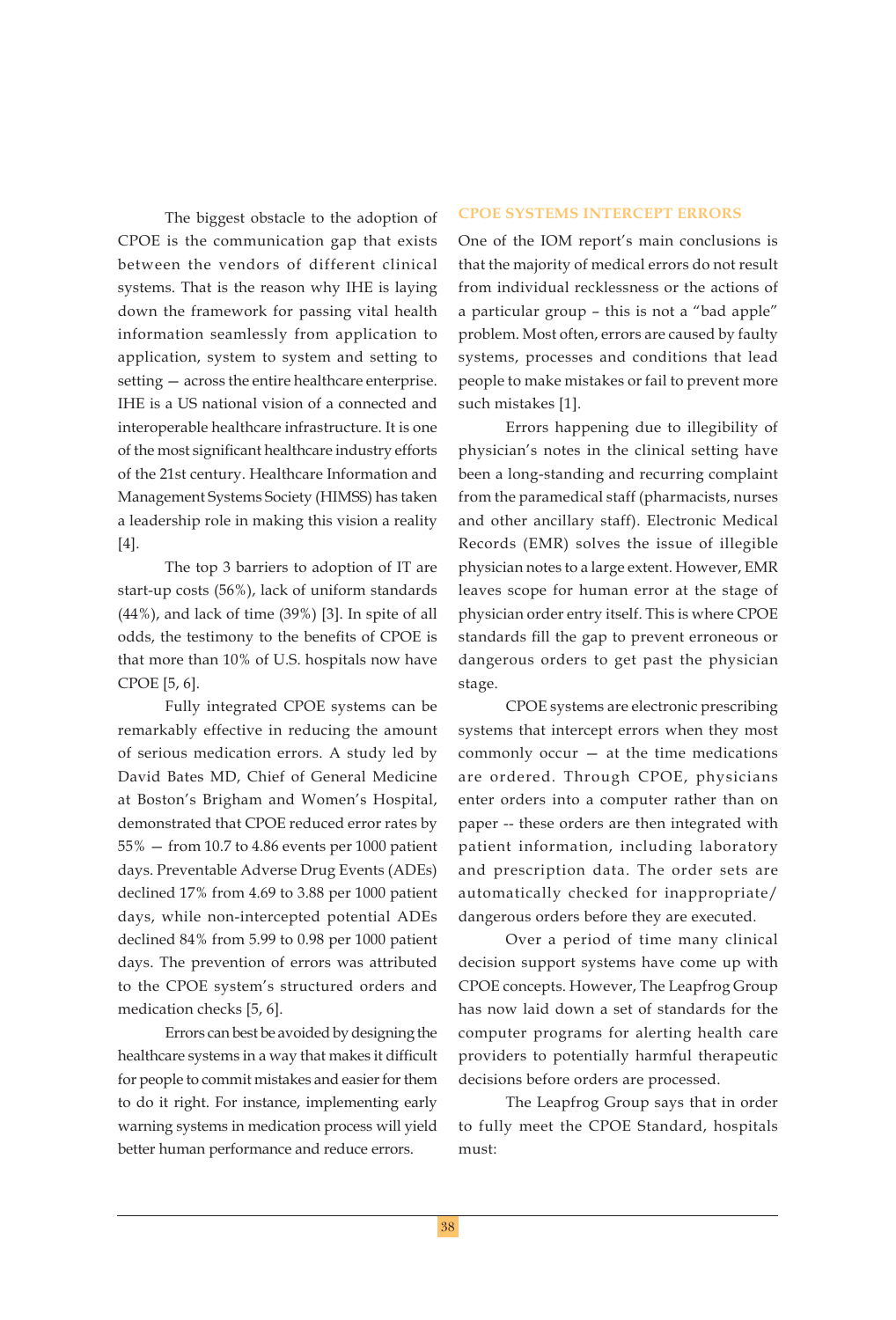The biggest obstacle to the adoption of CPOE is the communication gap that exists between the vendors of different clinical systems. That is the reason why IHE is laying down the framework for passing vital health information seamlessly from application to application, system to system and setting to setting — across the entire healthcare enterprise. IHE is a US national vision of a connected and interoperable healthcare infrastructure. It is one of the most significant healthcare industry efforts of the 21st century. Healthcare Information and Management Systems Society (HIMSS) has taken a leadership role in making this vision a reality [4].

The top 3 barriers to adoption of IT are start-up costs (56%), lack of uniform standards (44%), and lack of time (39%) [3]. In spite of all odds, the testimony to the benefits of CPOE is that more than 10% of U.S. hospitals now have CPOE [5, 6].

Fully integrated CPOE systems can be remarkably effective in reducing the amount of serious medication errors. A study led by David Bates MD, Chief of General Medicine at Boston's Brigham and Women's Hospital, demonstrated that CPOE reduced error rates by 55% — from 10.7 to 4.86 events per 1000 patient days. Preventable Adverse Drug Events (ADEs) declined 17% from 4.69 to 3.88 per 1000 patient days, while non-intercepted potential ADEs declined 84% from 5.99 to 0.98 per 1000 patient days. The prevention of errors was attributed to the CPOE system's structured orders and medication checks [5, 6].

Errors can best be avoided by designing the healthcare systems in a way that makes it difficult for people to commit mistakes and easier for them to do it right. For instance, implementing early warning systems in medication process will yield better human performance and reduce errors.

## CPOE SYSTEMS INTERCEPT ERRORS

One of the IOM report's main conclusions is that the majority of medical errors do not result from individual recklessness or the actions of a particular group – this is not a "bad apple" problem. Most often, errors are caused by faulty systems, processes and conditions that lead people to make mistakes or fail to prevent more such mistakes [1].

Errors happening due to illegibility of physician's notes in the clinical setting have been a long-standing and recurring complaint from the paramedical staff (pharmacists, nurses and other ancillary staff). Electronic Medical Records (EMR) solves the issue of illegible physician notes to a large extent. However, EMR leaves scope for human error at the stage of physician order entry itself. This is where CPOE standards fill the gap to prevent erroneous or dangerous orders to get past the physician stage.

CPOE systems are electronic prescribing systems that intercept errors when they most commonly occur — at the time medications are ordered. Through CPOE, physicians enter orders into a computer rather than on paper -- these orders are then integrated with patient information, including laboratory and prescription data. The order sets are automatically checked for inappropriate/dangerous orders before they are executed.

Over a period of time many clinical decision support systems have come up with CPOE concepts. However, The Leapfrog Group has now laid down a set of standards for the computer programs for alerting health care providers to potentially harmful therapeutic decisions before orders are processed.

The Leapfrog Group says that in order to fully meet the CPOE Standard, hospitals must: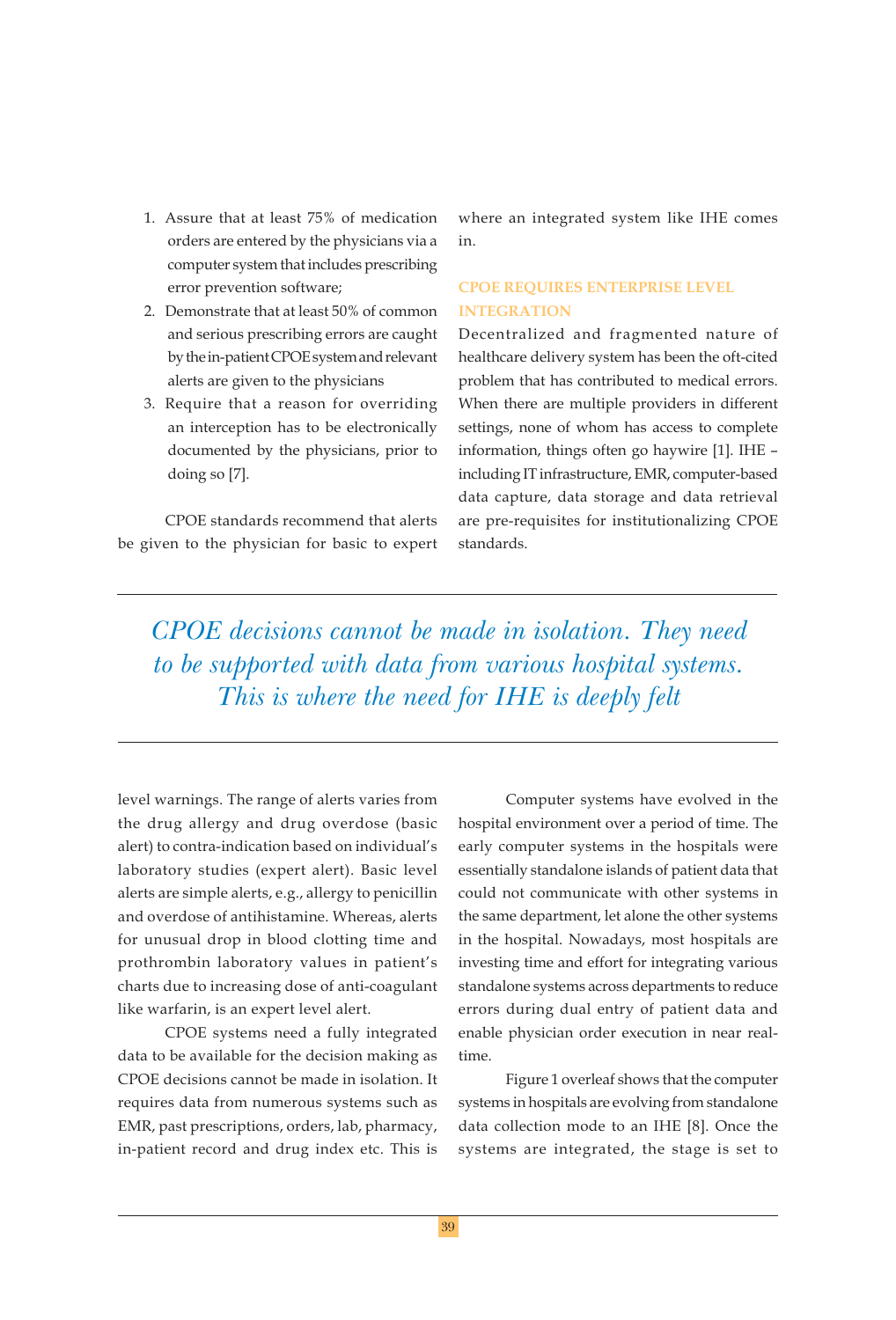1. Assure that at least 75% of medication orders are entered by the physicians via a computer system that includes prescribing error prevention software;
2. Demonstrate that at least 50% of common and serious prescribing errors are caught by the in-patient CPOE system and relevant alerts are given to the physicians
3. Require that a reason for overriding an interception has to be electronically documented by the physicians, prior to doing so [7].

CPOE standards recommend that alerts be given to the physician for basic to expert level warnings. The range of alerts varies from the drug allergy and drug overdose (basic alert) to contra-indication based on individual's laboratory studies (expert alert). Basic level alerts are simple alerts, e.g., allergy to penicillin and overdose of antihistamine. Whereas, alerts for unusual drop in blood clotting time and prothrombin laboratory values in patient's charts due to increasing dose of anti-coagulant like warfarin, is an expert level alert.

CPOE systems need a fully integrated data to be available for the decision making as CPOE decisions cannot be made in isolation. It requires data from numerous systems such as EMR, past prescriptions, orders, lab, pharmacy, in-patient record and drug index etc. This is where an integrated system like IHE comes in.

> *CPOE decisions cannot be made in isolation. They need to be supported with data from various hospital systems. This is where the need for IHE is deeply felt*

## CPOE REQUIRES ENTERPRISE LEVEL INTEGRATION

Decentralized and fragmented nature of healthcare delivery system has been the oft-cited problem that has contributed to medical errors. When there are multiple providers in different settings, none of whom has access to complete information, things often go haywire [1]. IHE – including IT infrastructure, EMR, computer-based data capture, data storage and data retrieval are pre-requisites for institutionalizing CPOE standards.

Computer systems have evolved in the hospital environment over a period of time. The early computer systems in the hospitals were essentially standalone islands of patient data that could not communicate with other systems in the same department, let alone the other systems in the hospital. Nowadays, most hospitals are investing time and effort for integrating various standalone systems across departments to reduce errors during dual entry of patient data and enable physician order execution in near real-time.

Figure 1 overleaf shows that the computer systems in hospitals are evolving from standalone data collection mode to an IHE [8]. Once the systems are integrated, the stage is set to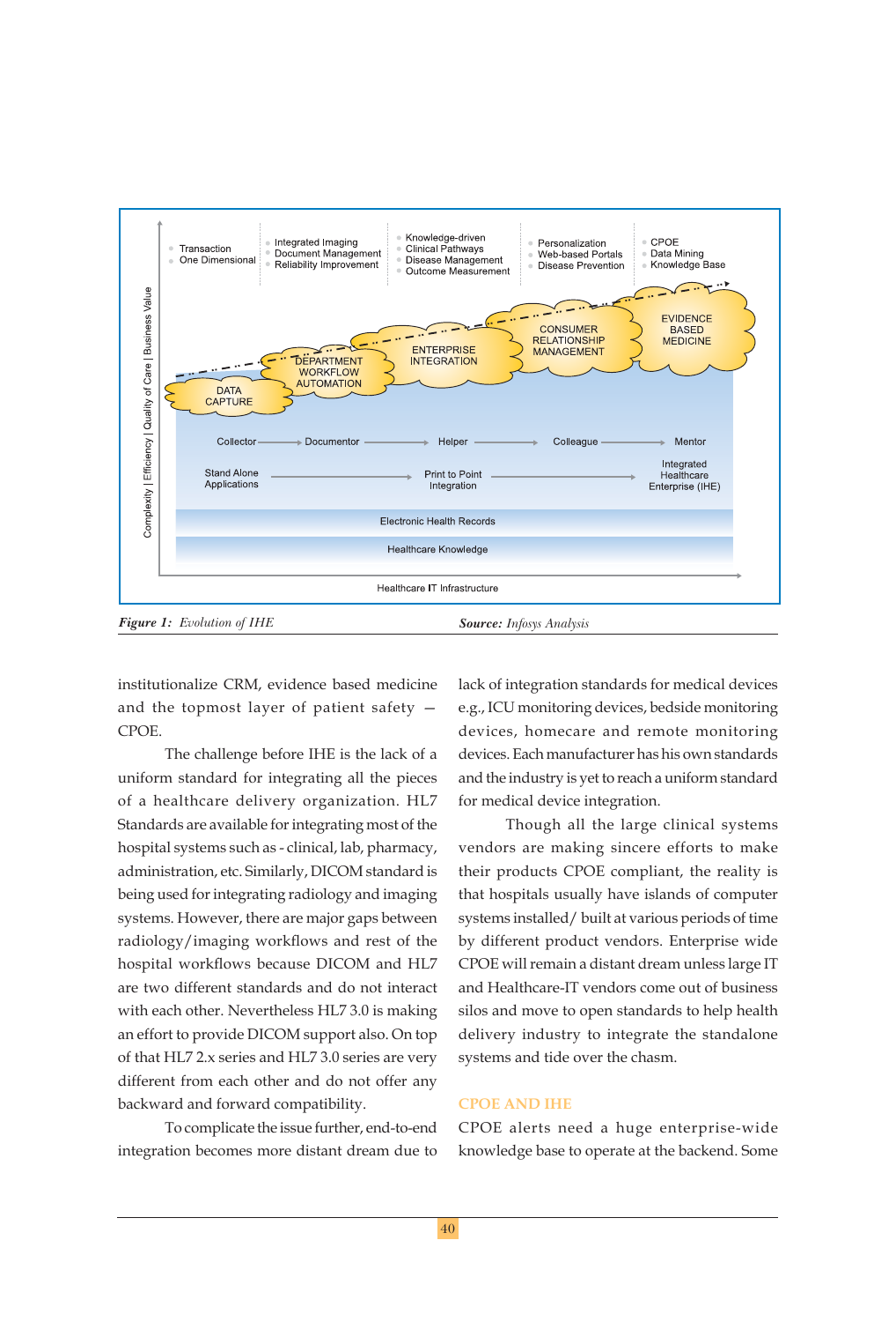Figure 1: *Evolution of IHE*

**Source:** *Infosys Analysis*

institutionalize CRM, evidence based medicine and the topmost layer of patient safety — CPOE.

The challenge before IHE is the lack of a uniform standard for integrating all the pieces of a healthcare delivery organization. HL7 Standards are available for integrating most of the hospital systems such as - clinical, lab, pharmacy, administration, etc. Similarly, DICOM standard is being used for integrating radiology and imaging systems. However, there are major gaps between radiology/imaging workflows and rest of the hospital workflows because DICOM and HL7 are two different standards and do not interact with each other. Nevertheless HL7 3.0 is making an effort to provide DICOM support also. On top of that HL7 2.x series and HL7 3.0 series are very different from each other and do not offer any backward and forward compatibility.

To complicate the issue further, end-to-end integration becomes more distant dream due to lack of integration standards for medical devices e.g., ICU monitoring devices, bedside monitoring devices, homecare and remote monitoring devices. Each manufacturer has his own standards and the industry is yet to reach a uniform standard for medical device integration.

Though all the large clinical systems vendors are making sincere efforts to make their products CPOE compliant, the reality is that hospitals usually have islands of computer systems installed/ built at various periods of time by different product vendors. Enterprise wide CPOE will remain a distant dream unless large IT and Healthcare-IT vendors come out of business silos and move to open standards to help health delivery industry to integrate the standalone systems and tide over the chasm.

## CPOE AND IHE

CPOE alerts need a huge enterprise-wide knowledge base to operate at the backend. Some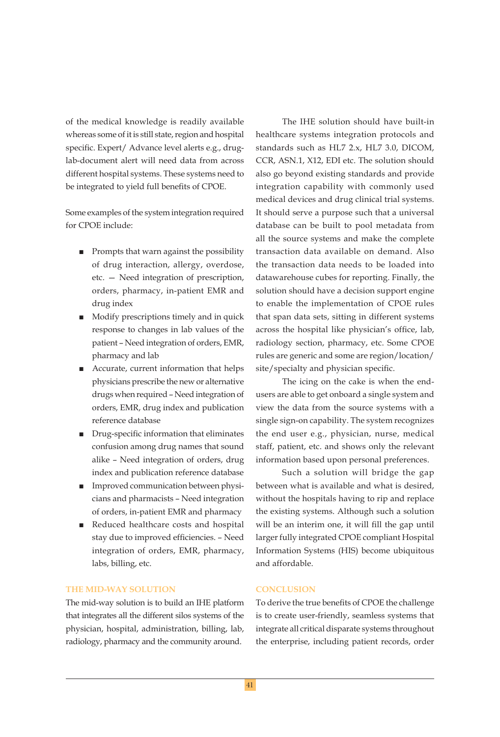of the medical knowledge is readily available whereas some of it is still state, region and hospital specific. Expert/ Advance level alerts e.g., drug-lab-document alert will need data from across different hospital systems. These systems need to be integrated to yield full benefits of CPOE.

Some examples of the system integration required for CPOE include:

- Prompts that warn against the possibility of drug interaction, allergy, overdose, etc. — Need integration of prescription, orders, pharmacy, in-patient EMR and drug index
- Modify prescriptions timely and in quick response to changes in lab values of the patient – Need integration of orders, EMR, pharmacy and lab
- Accurate, current information that helps physicians prescribe the new or alternative drugs when required – Need integration of orders, EMR, drug index and publication reference database
- Drug-specific information that eliminates confusion among drug names that sound alike – Need integration of orders, drug index and publication reference database
- Improved communication between physicians and pharmacists – Need integration of orders, in-patient EMR and pharmacy
- Reduced healthcare costs and hospital stay due to improved efficiencies. – Need integration of orders, EMR, pharmacy, labs, billing, etc.

## THE MID-WAY SOLUTION

The mid-way solution is to build an IHE platform that integrates all the different silos systems of the physician, hospital, administration, billing, lab, radiology, pharmacy and the community around.

The IHE solution should have built-in healthcare systems integration protocols and standards such as HL7 2.x, HL7 3.0, DICOM, CCR, ASN.1, X12, EDI etc. The solution should also go beyond existing standards and provide integration capability with commonly used medical devices and drug clinical trial systems. It should serve a purpose such that a universal database can be built to pool metadata from all the source systems and make the complete transaction data available on demand. Also the transaction data needs to be loaded into datawarehouse cubes for reporting. Finally, the solution should have a decision support engine to enable the implementation of CPOE rules that span data sets, sitting in different systems across the hospital like physician's office, lab, radiology section, pharmacy, etc. Some CPOE rules are generic and some are region/location/site/specialty and physician specific.

The icing on the cake is when the end-users are able to get onboard a single system and view the data from the source systems with a single sign-on capability. The system recognizes the end user e.g., physician, nurse, medical staff, patient, etc. and shows only the relevant information based upon personal preferences.

Such a solution will bridge the gap between what is available and what is desired, without the hospitals having to rip and replace the existing systems. Although such a solution will be an interim one, it will fill the gap until larger fully integrated CPOE compliant Hospital Information Systems (HIS) become ubiquitous and affordable.

## CONCLUSION

To derive the true benefits of CPOE the challenge is to create user-friendly, seamless systems that integrate all critical disparate systems throughout the enterprise, including patient records, order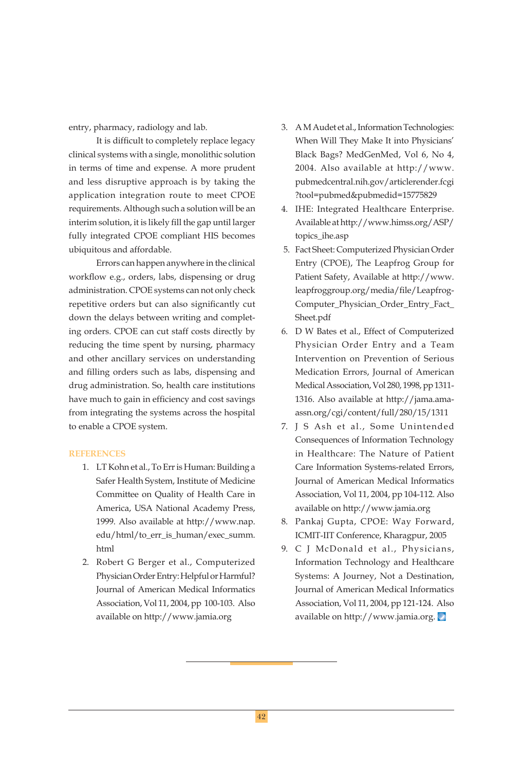entry, pharmacy, radiology and lab.

It is difficult to completely replace legacy clinical systems with a single, monolithic solution in terms of time and expense. A more prudent and less disruptive approach is by taking the application integration route to meet CPOE requirements. Although such a solution will be an interim solution, it is likely fill the gap until larger fully integrated CPOE compliant HIS becomes ubiquitous and affordable.

Errors can happen anywhere in the clinical workflow e.g., orders, labs, dispensing or drug administration. CPOE systems can not only check repetitive orders but can also significantly cut down the delays between writing and completing orders. CPOE can cut staff costs directly by reducing the time spent by nursing, pharmacy and other ancillary services on understanding and filling orders such as labs, dispensing and drug administration. So, health care institutions have much to gain in efficiency and cost savings from integrating the systems across the hospital to enable a CPOE system.

## REFERENCES

1. LT Kohn et al., To Err is Human: Building a Safer Health System, Institute of Medicine Committee on Quality of Health Care in America, USA National Academy Press, 1999. Also available at http://www.nap.edu/html/to_err_is_human/exec_summ.html
2. Robert G Berger et al., Computerized Physician Order Entry: Helpful or Harmful? Journal of American Medical Informatics Association, Vol 11, 2004, pp 100-103. Also available on http://www.jamia.org
3. A M Audet et al., Information Technologies: When Will They Make It into Physicians' Black Bags? MedGenMed, Vol 6, No 4, 2004. Also available at http://www.pubmedcentral.nih.gov/articlerender.fcgi?tool=pubmed&pubmedid=15775829
4. IHE: Integrated Healthcare Enterprise. Available at http://www.himss.org/ASP/topics_ihe.asp
5. Fact Sheet: Computerized Physician Order Entry (CPOE), The Leapfrog Group for Patient Safety, Available at http://www.leapfroggroup.org/media/file/Leapfrog-Computer_Physician_Order_Entry_Fact_Sheet.pdf
6. D W Bates et al., Effect of Computerized Physician Order Entry and a Team Intervention on Prevention of Serious Medication Errors, Journal of American Medical Association, Vol 280, 1998, pp 1311-1316. Also available at http://jama.ama-assn.org/cgi/content/full/280/15/1311
7. J S Ash et al., Some Unintended Consequences of Information Technology in Healthcare: The Nature of Patient Care Information Systems-related Errors, Journal of American Medical Informatics Association, Vol 11, 2004, pp 104-112. Also available on http://www.jamia.org
8. Pankaj Gupta, CPOE: Way Forward, ICMIT-IIT Conference, Kharagpur, 2005
9. C J McDonald et al., Physicians, Information Technology and Healthcare Systems: A Journey, Not a Destination, Journal of American Medical Informatics Association, Vol 11, 2004, pp 121-124. Also available on http://www.jamia.org.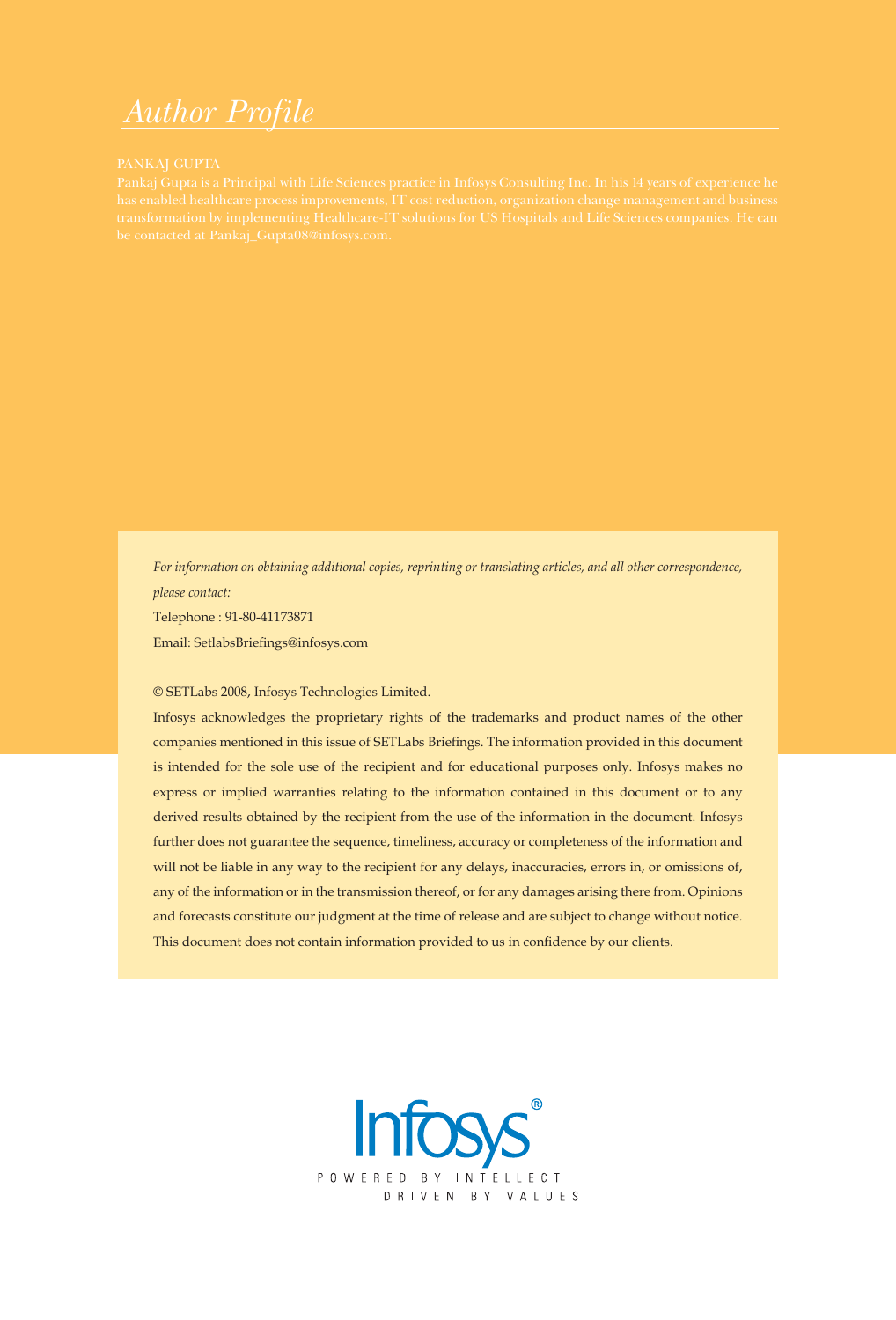# Author Profile

PANKAJ GUPTA

Pankaj Gupta is a Principal with Life Sciences practice in Infosys Consulting Inc. In his 14 years of experience he has enabled healthcare process improvements, IT cost reduction, organization change management and business transformation by implementing Healthcare-IT solutions for US Hospitals and Life Sciences companies. He can be contacted at Pankaj_Gupta08@infosys.com.

*For information on obtaining additional copies, reprinting or translating articles, and all other correspondence, please contact:*

Telephone : 91-80-41173871

Email: SetlabsBriefings@infosys.com

© SETLabs 2008, Infosys Technologies Limited.

Infosys acknowledges the proprietary rights of the trademarks and product names of the other companies mentioned in this issue of SETLabs Briefings. The information provided in this document is intended for the sole use of the recipient and for educational purposes only. Infosys makes no express or implied warranties relating to the information contained in this document or to any derived results obtained by the recipient from the use of the information in the document. Infosys further does not guarantee the sequence, timeliness, accuracy or completeness of the information and will not be liable in any way to the recipient for any delays, inaccuracies, errors in, or omissions of, any of the information or in the transmission thereof, or for any damages arising there from. Opinions and forecasts constitute our judgment at the time of release and are subject to change without notice. This document does not contain information provided to us in confidence by our clients.

Infosys®

POWERED BY INTELLECT

DRIVEN BY VALUES